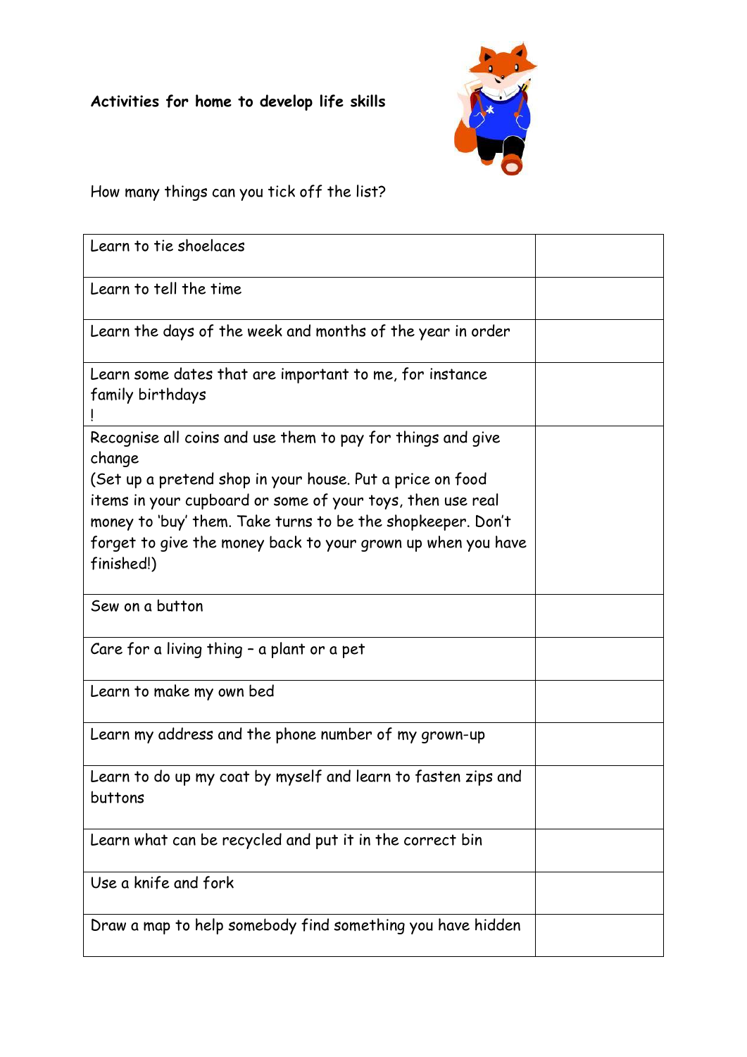**Activities for home to develop life skills**

How many things can you tick off the list?

| Learn to tie shoelaces | |
|---|---|
| Learn to tell the time | |
| Learn the days of the week and months of the year in order | |
| Learn some dates that are important to me, for instance family birthdays<br>! | |
| Recognise all coins and use them to pay for things and give change<br>(Set up a pretend shop in your house. Put a price on food items in your cupboard or some of your toys, then use real money to 'buy' them. Take turns to be the shopkeeper. Don't forget to give the money back to your grown up when you have finished!) | |
| Sew on a button | |
| Care for a living thing – a plant or a pet | |
| Learn to make my own bed | |
| Learn my address and the phone number of my grown-up | |
| Learn to do up my coat by myself and learn to fasten zips and buttons | |
| Learn what can be recycled and put it in the correct bin | |
| Use a knife and fork | |
| Draw a map to help somebody find something you have hidden | |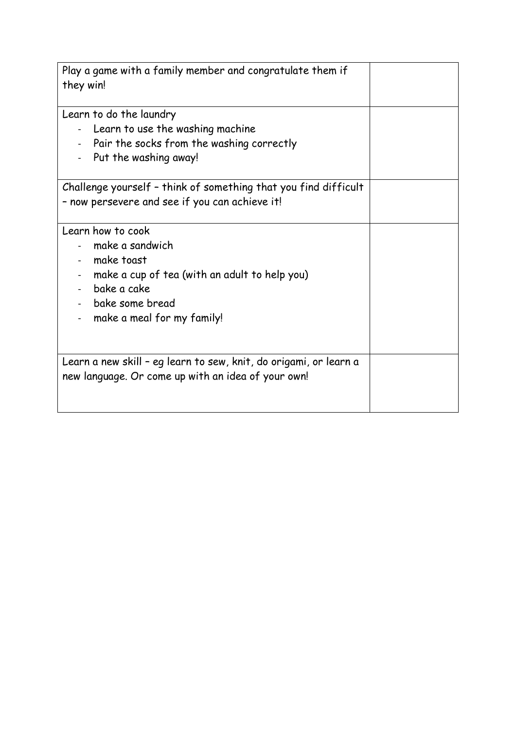| | |
|---|---|
| Play a game with a family member and congratulate them if they win! | |
| Learn to do the laundry<br>- Learn to use the washing machine<br>- Pair the socks from the washing correctly<br>- Put the washing away! | |
| Challenge yourself – think of something that you find difficult – now persevere and see if you can achieve it! | |
| Learn how to cook<br>- make a sandwich<br>- make toast<br>- make a cup of tea (with an adult to help you)<br>- bake a cake<br>- bake some bread<br>- make a meal for my family! | |
| Learn a new skill – eg learn to sew, knit, do origami, or learn a new language. Or come up with an idea of your own! | |